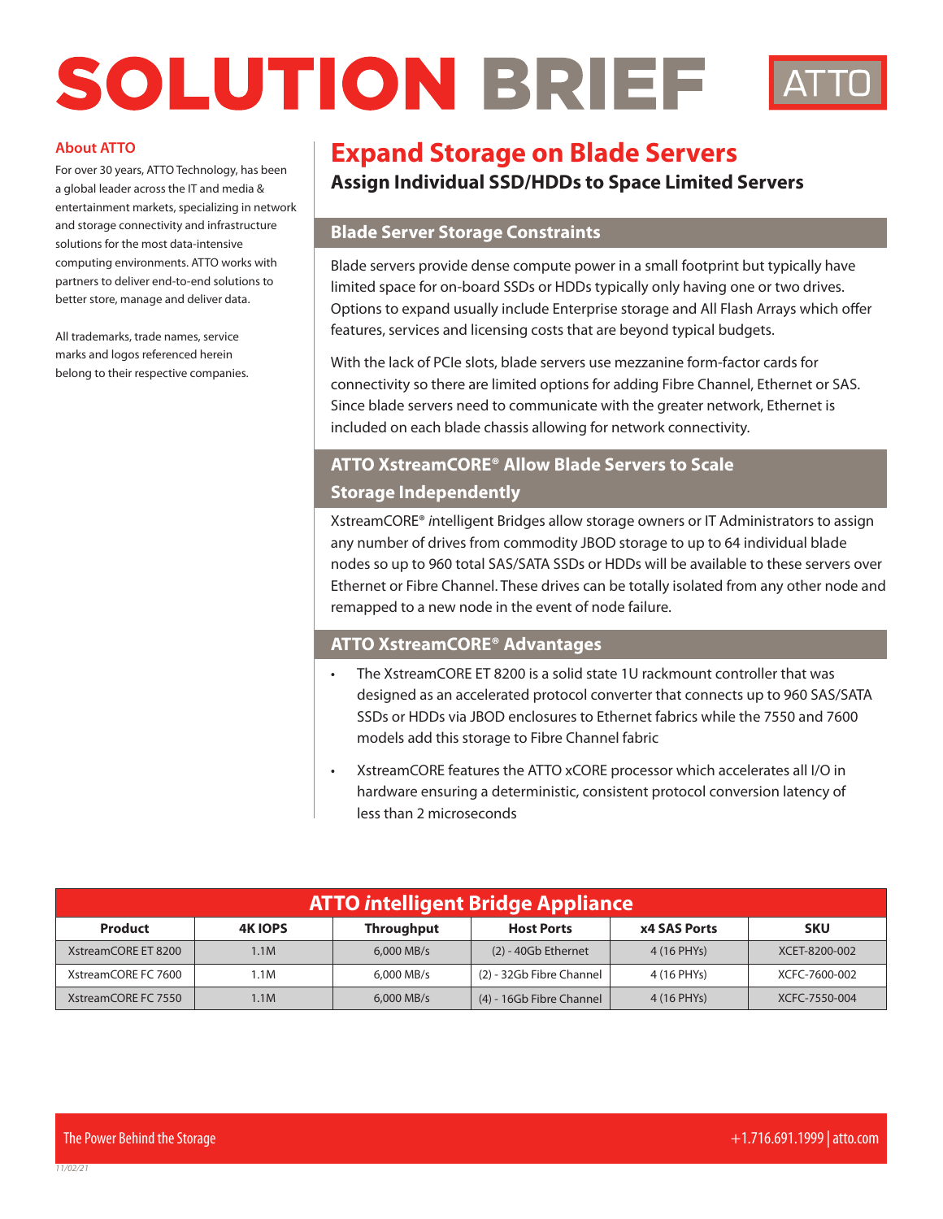# SOLUTION BRIEF

ATTO

## About ATTO

For over 30 years, ATTO Technology, has been a global leader across the IT and media & entertainment markets, specializing in network and storage connectivity and infrastructure solutions for the most data-intensive computing environments. ATTO works with partners to deliver end-to-end solutions to better store, manage and deliver data.

All trademarks, trade names, service marks and logos referenced herein belong to their respective companies.

# Expand Storage on Blade Servers

**Assign Individual SSD/HDDs to Space Limited Servers**

## Blade Server Storage Constraints

Blade servers provide dense compute power in a small footprint but typically have limited space for on-board SSDs or HDDs typically only having one or two drives. Options to expand usually include Enterprise storage and All Flash Arrays which offer features, services and licensing costs that are beyond typical budgets.

With the lack of PCIe slots, blade servers use mezzanine form-factor cards for connectivity so there are limited options for adding Fibre Channel, Ethernet or SAS. Since blade servers need to communicate with the greater network, Ethernet is included on each blade chassis allowing for network connectivity.

## ATTO XstreamCORE® Allow Blade Servers to Scale Storage Independently

XstreamCORE® *i*ntelligent Bridges allow storage owners or IT Administrators to assign any number of drives from commodity JBOD storage to up to 64 individual blade nodes so up to 960 total SAS/SATA SSDs or HDDs will be available to these servers over Ethernet or Fibre Channel. These drives can be totally isolated from any other node and remapped to a new node in the event of node failure.

## ATTO XstreamCORE® Advantages

- The XstreamCORE ET 8200 is a solid state 1U rackmount controller that was designed as an accelerated protocol converter that connects up to 960 SAS/SATA SSDs or HDDs via JBOD enclosures to Ethernet fabrics while the 7550 and 7600 models add this storage to Fibre Channel fabric
- XstreamCORE features the ATTO xCORE processor which accelerates all I/O in hardware ensuring a deterministic, consistent protocol conversion latency of less than 2 microseconds

**ATTO *i*ntelligent Bridge Appliance**

| Product | 4K IOPS | Throughput | Host Ports | x4 SAS Ports | SKU |
|---|---|---|---|---|---|
| XstreamCORE ET 8200 | 1.1M | 6,000 MB/s | (2) - 40Gb Ethernet | 4 (16 PHYs) | XCET-8200-002 |
| XstreamCORE FC 7600 | 1.1M | 6,000 MB/s | (2) - 32Gb Fibre Channel | 4 (16 PHYs) | XCFC-7600-002 |
| XstreamCORE FC 7550 | 1.1M | 6,000 MB/s | (4) - 16Gb Fibre Channel | 4 (16 PHYs) | XCFC-7550-004 |

The Power Behind the Storage

+1.716.691.1999 | atto.com

11/02/21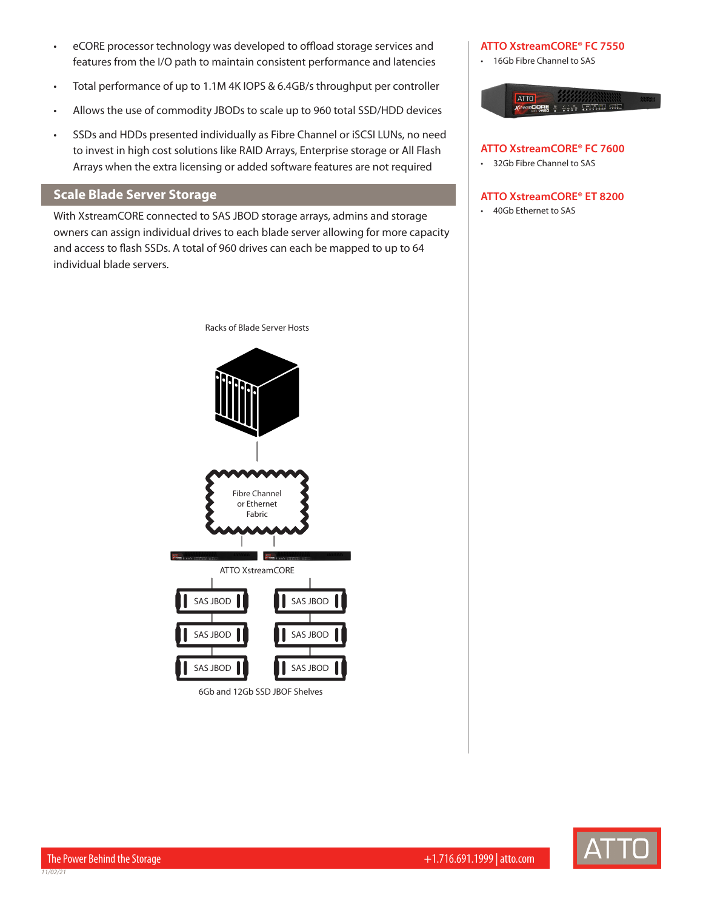- eCORE processor technology was developed to offload storage services and features from the I/O path to maintain consistent performance and latencies
- Total performance of up to 1.1M 4K IOPS & 6.4GB/s throughput per controller
- Allows the use of commodity JBODs to scale up to 960 total SSD/HDD devices
- SSDs and HDDs presented individually as Fibre Channel or iSCSI LUNs, no need to invest in high cost solutions like RAID Arrays, Enterprise storage or All Flash Arrays when the extra licensing or added software features are not required

## Scale Blade Server Storage

With XstreamCORE connected to SAS JBOD storage arrays, admins and storage owners can assign individual drives to each blade server allowing for more capacity and access to flash SSDs. A total of 960 drives can each be mapped to up to 64 individual blade servers.

Racks of Blade Server Hosts

Fibre Channel or Ethernet Fabric

ATTO XstreamCORE

SAS JBOD

SAS JBOD

SAS JBOD

SAS JBOD

SAS JBOD

SAS JBOD

6Gb and 12Gb SSD JBOF Shelves

### ATTO XstreamCORE® FC 7550

- 16Gb Fibre Channel to SAS

### ATTO XstreamCORE® FC 7600

- 32Gb Fibre Channel to SAS

### ATTO XstreamCORE® ET 8200

- 40Gb Ethernet to SAS

The Power Behind the Storage

+1.716.691.1999 | atto.com

11/02/21